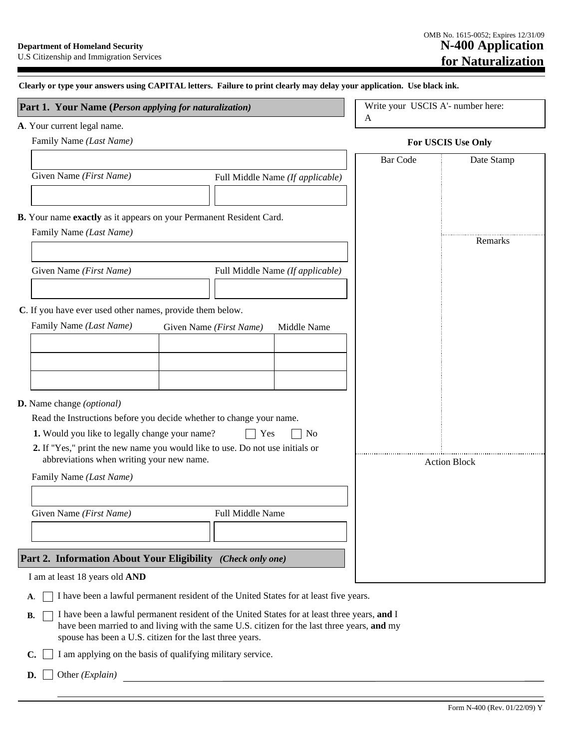OMB No. 1615-0052; Expires 12/31/09

**Department of Homeland Security**
U.S Citizenship and Immigration Services

# N-400 Application for Naturalization

**Clearly or type your answers using CAPITAL letters. Failure to print clearly may delay your application. Use black ink.**

Write your USCIS A'- number here:
A

**For USCIS Use Only**

| Bar Code | Date Stamp |
|---|---|
| | |
| | Remarks |
| Action Block | |

## Part 1. Your Name (*Person applying for naturalization*)

**A**. Your current legal name.

Family Name *(Last Name)*

| Given Name *(First Name)* | Full Middle Name *(If applicable)* |
|---|---|
| | |

**B.** Your name **exactly** as it appears on your Permanent Resident Card.

Family Name *(Last Name)*

| Given Name *(First Name)* | Full Middle Name *(If applicable)* |
|---|---|
| | |

**C**. If you have ever used other names, provide them below.

| Family Name *(Last Name)* | Given Name *(First Name)* | Middle Name |
|---|---|---|
| | | |
| | | |
| | | |

**D.** Name change *(optional)*

Read the Instructions before you decide whether to change your name.

**1.** Would you like to legally change your name? ☐ Yes ☐ No

**2.** If "Yes," print the new name you would like to use. Do not use initials or abbreviations when writing your new name.

Family Name *(Last Name)*

| Given Name *(First Name)* | Full Middle Name |
|---|---|
| | |

## Part 2. Information About Your Eligibility *(Check only one)*

I am at least 18 years old **AND**

**A**. ☐ I have been a lawful permanent resident of the United States for at least five years.

**B.** ☐ I have been a lawful permanent resident of the United States for at least three years, **and** I have been married to and living with the same U.S. citizen for the last three years, **and** my spouse has been a U.S. citizen for the last three years.

**C.** ☐ I am applying on the basis of qualifying military service.

**D.** ☐ Other *(Explain)* ____________________

Form N-400 (Rev. 01/22/09) Y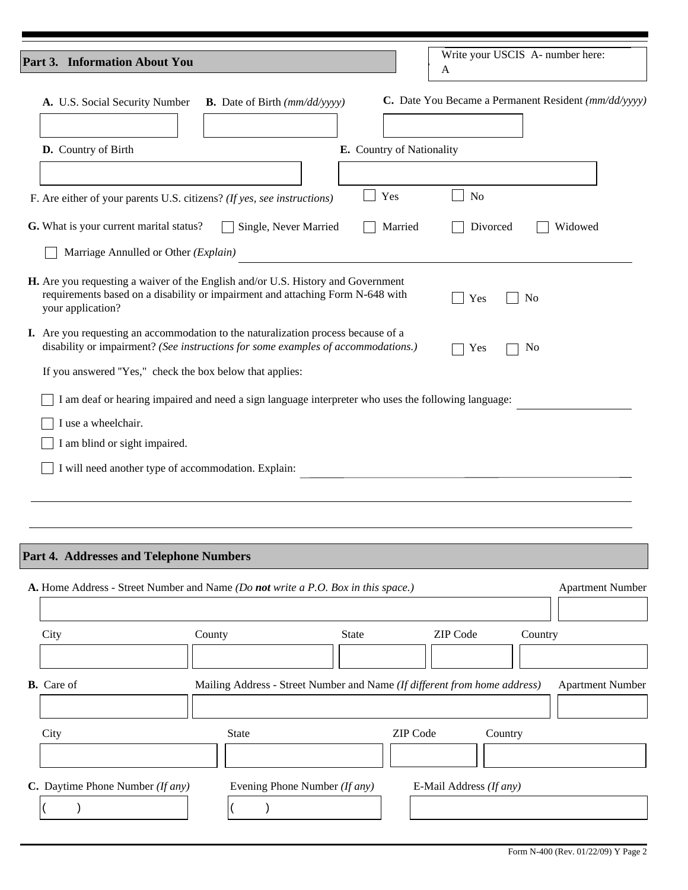## Part 3. Information About You

Write your USCIS A- number here:
A

**A.** U.S. Social Security Number

**B.** Date of Birth *(mm/dd/yyyy)*

**C.** Date You Became a Permanent Resident *(mm/dd/yyyy)*

**D.** Country of Birth

**E.** Country of Nationality

F. Are either of your parents U.S. citizens? *(If yes, see instructions)* ☐ Yes ☐ No

**G.** What is your current marital status? ☐ Single, Never Married ☐ Married ☐ Divorced ☐ Widowed

☐ Marriage Annulled or Other *(Explain)*

**H.** Are you requesting a waiver of the English and/or U.S. History and Government requirements based on a disability or impairment and attaching Form N-648 with your application? ☐ Yes ☐ No

**I.** Are you requesting an accommodation to the naturalization process because of a disability or impairment? *(See instructions for some examples of accommodations.)* ☐ Yes ☐ No

If you answered "Yes," check the box below that applies:

☐ I am deaf or hearing impaired and need a sign language interpreter who uses the following language:

☐ I use a wheelchair.

☐ I am blind or sight impaired.

☐ I will need another type of accommodation. Explain:

## Part 4. Addresses and Telephone Numbers

**A.** Home Address - Street Number and Name *(Do **not** write a P.O. Box in this space.)* | Apartment Number

City | County | State | ZIP Code | Country

**B.** Care of | Mailing Address - Street Number and Name *(If different from home address)* | Apartment Number

City | State | ZIP Code | Country

**C.** Daytime Phone Number *(If any)* | Evening Phone Number *(If any)* | E-Mail Address *(If any)*

( ) | ( )

Form N-400 (Rev. 01/22/09) Y Page 2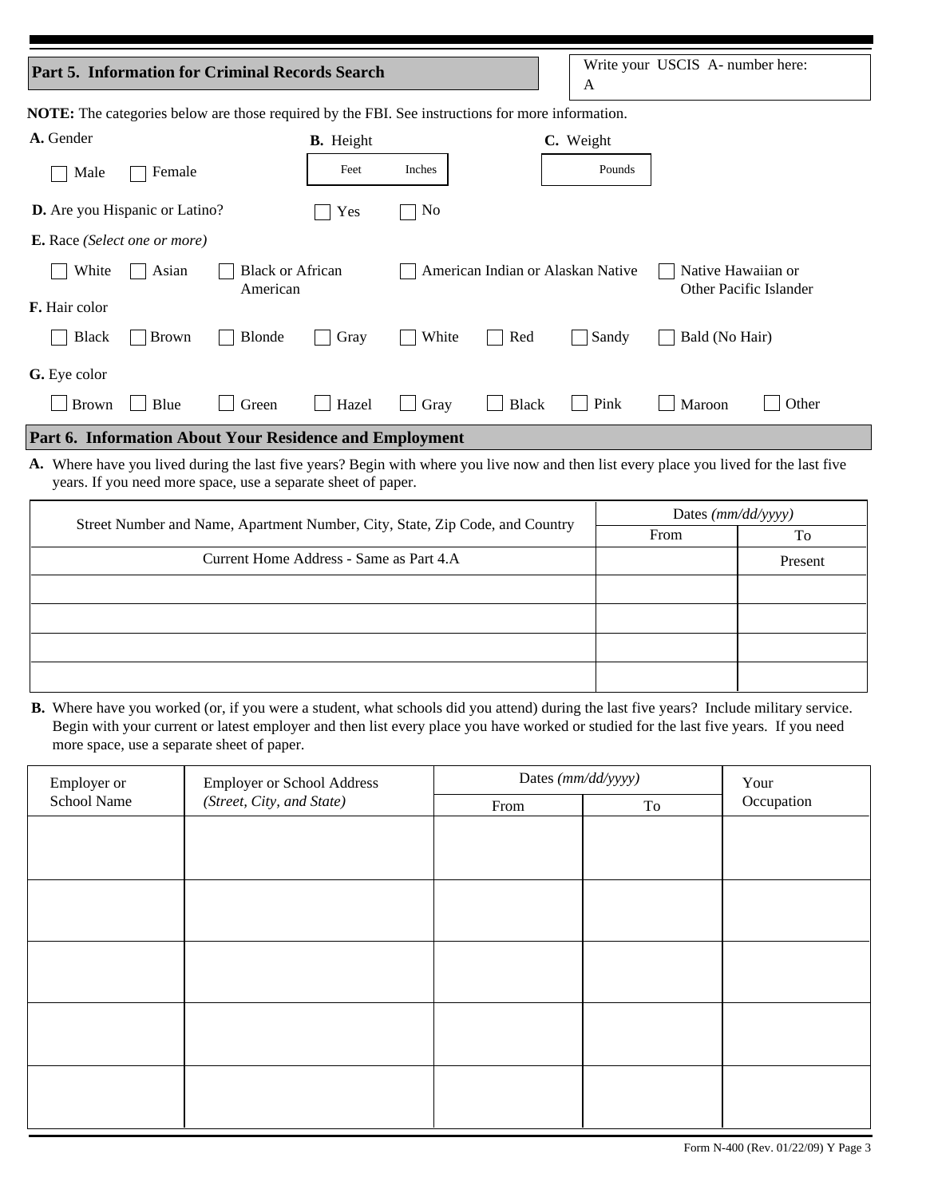## Part 5. Information for Criminal Records Search

Write your USCIS A- number here:
A

**NOTE:** The categories below are those required by the FBI. See instructions for more information.

**A.** Gender

☐ Male ☐ Female

**B.** Height

Feet Inches

**C.** Weight

Pounds

**D.** Are you Hispanic or Latino? ☐ Yes ☐ No

**E.** Race *(Select one or more)*

☐ White ☐ Asian ☐ Black or African American ☐ American Indian or Alaskan Native ☐ Native Hawaiian or Other Pacific Islander

**F.** Hair color

☐ Black ☐ Brown ☐ Blonde ☐ Gray ☐ White ☐ Red ☐ Sandy ☐ Bald (No Hair)

**G.** Eye color

☐ Brown ☐ Blue ☐ Green ☐ Hazel ☐ Gray ☐ Black ☐ Pink ☐ Maroon ☐ Other

## Part 6. Information About Your Residence and Employment

**A.** Where have you lived during the last five years? Begin with where you live now and then list every place you lived for the last five years. If you need more space, use a separate sheet of paper.

| Street Number and Name, Apartment Number, City, State, Zip Code, and Country | Dates *(mm/dd/yyyy)* | |
|---|---|---|
| | From | To |
| Current Home Address - Same as Part 4.A | | Present |
| | | |
| | | |
| | | |
| | | |

**B.** Where have you worked (or, if you were a student, what schools did you attend) during the last five years? Include military service. Begin with your current or latest employer and then list every place you have worked or studied for the last five years. If you need more space, use a separate sheet of paper.

| Employer or School Name | Employer or School Address *(Street, City, and State)* | Dates *(mm/dd/yyyy)* | | Your Occupation |
|---|---|---|---|---|
| | | From | To | |
| | | | | |
| | | | | |
| | | | | |
| | | | | |
| | | | | |

Form N-400 (Rev. 01/22/09) Y Page 3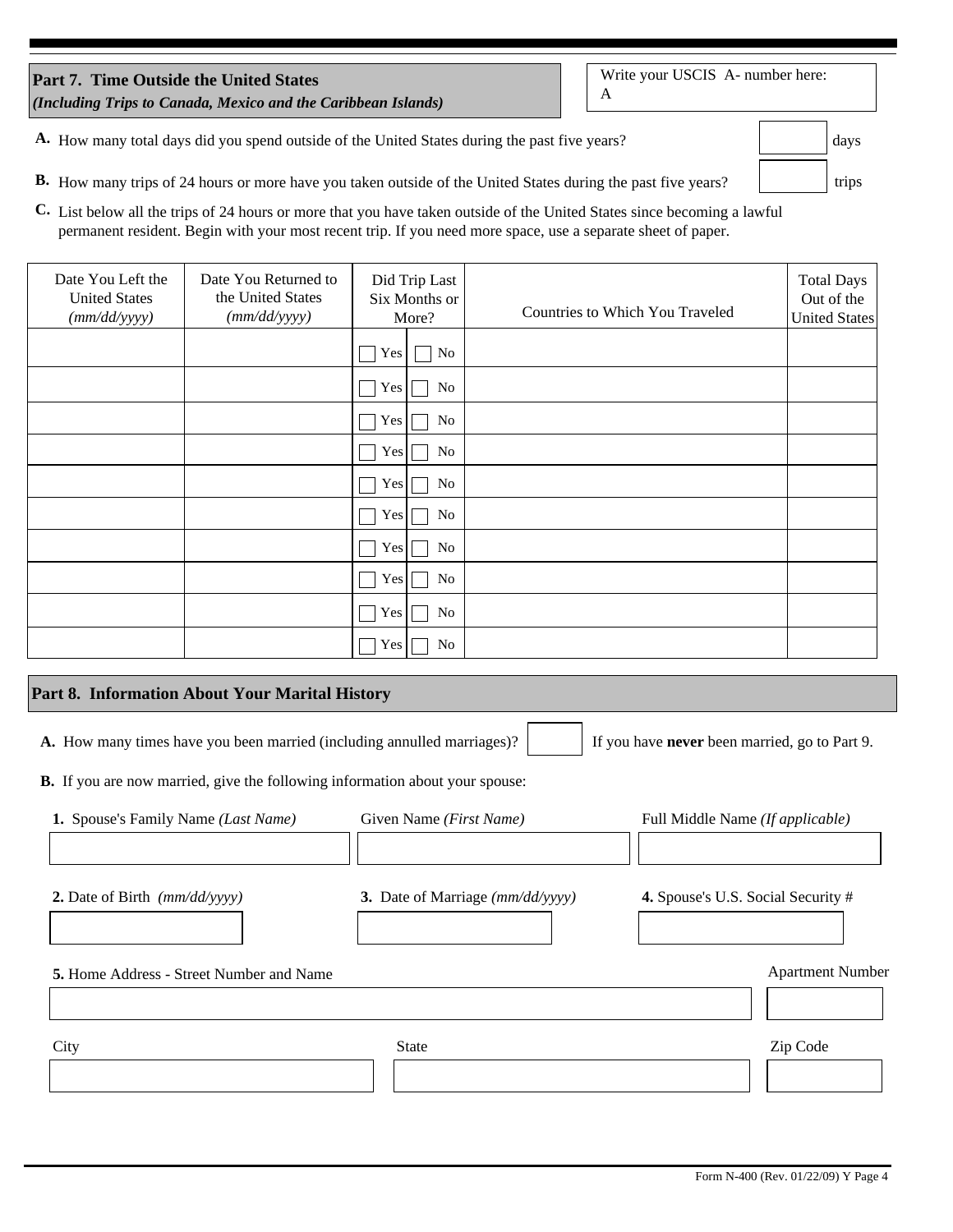## Part 7. Time Outside the United States

***(Including Trips to Canada, Mexico and the Caribbean Islands)***

Write your USCIS A- number here:
A

**A.** How many total days did you spend outside of the United States during the past five years? ______ days

**B.** How many trips of 24 hours or more have you taken outside of the United States during the past five years? ______ trips

**C.** List below all the trips of 24 hours or more that you have taken outside of the United States since becoming a lawful permanent resident. Begin with your most recent trip. If you need more space, use a separate sheet of paper.

| Date You Left the United States *(mm/dd/yyyy)* | Date You Returned to the United States *(mm/dd/yyyy)* | Did Trip Last Six Months or More? | Countries to Which You Traveled | Total Days Out of the United States |
|---|---|---|---|---|
| | | ☐ Yes ☐ No | | |
| | | ☐ Yes ☐ No | | |
| | | ☐ Yes ☐ No | | |
| | | ☐ Yes ☐ No | | |
| | | ☐ Yes ☐ No | | |
| | | ☐ Yes ☐ No | | |
| | | ☐ Yes ☐ No | | |
| | | ☐ Yes ☐ No | | |
| | | ☐ Yes ☐ No | | |
| | | ☐ Yes ☐ No | | |

## Part 8. Information About Your Marital History

**A.** How many times have you been married (including annulled marriages)? ______ If you have **never** been married, go to Part 9.

**B.** If you are now married, give the following information about your spouse:

**1.** Spouse's Family Name *(Last Name)* ______ Given Name *(First Name)* ______ Full Middle Name *(If applicable)* ______

**2.** Date of Birth *(mm/dd/yyyy)* ______ **3.** Date of Marriage *(mm/dd/yyyy)* ______ **4.** Spouse's U.S. Social Security # ______

**5.** Home Address - Street Number and Name ______ Apartment Number ______

City ______ State ______ Zip Code ______

Form N-400 (Rev. 01/22/09) Y Page 4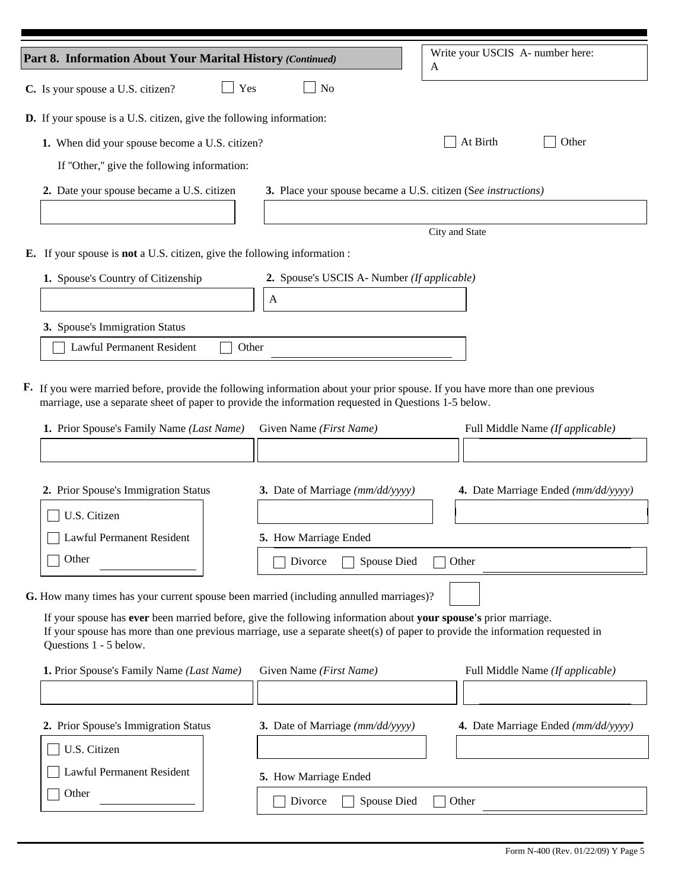## Part 8. Information About Your Marital History *(Continued)*

Write your USCIS A- number here:
A

**C.** Is your spouse a U.S. citizen? ☐ Yes ☐ No

**D.** If your spouse is a U.S. citizen, give the following information:

**1.** When did your spouse become a U.S. citizen? ☐ At Birth ☐ Other

If "Other," give the following information:

**2.** Date your spouse became a U.S. citizen

**3.** Place your spouse became a U.S. citizen (S*ee instructions)*

City and State

**E.** If your spouse is **not** a U.S. citizen, give the following information :

**1.** Spouse's Country of Citizenship

**2.** Spouse's USCIS A- Number *(If applicable)*

A

**3.** Spouse's Immigration Status

☐ Lawful Permanent Resident ☐ Other

**F.** If you were married before, provide the following information about your prior spouse. If you have more than one previous marriage, use a separate sheet of paper to provide the information requested in Questions 1-5 below.

**1.** Prior Spouse's Family Name *(Last Name)* Given Name *(First Name)* Full Middle Name *(If applicable)*

**2.** Prior Spouse's Immigration Status

☐ U.S. Citizen

☐ Lawful Permanent Resident

☐ Other

**3.** Date of Marriage *(mm/dd/yyyy)*

**4.** Date Marriage Ended *(mm/dd/yyyy)*

**5.** How Marriage Ended

☐ Divorce ☐ Spouse Died ☐ Other

**G.** How many times has your current spouse been married (including annulled marriages)?

If your spouse has **ever** been married before, give the following information about **your spouse's** prior marriage.
If your spouse has more than one previous marriage, use a separate sheet(s) of paper to provide the information requested in Questions 1 - 5 below.

**1.** Prior Spouse's Family Name *(Last Name)* Given Name *(First Name)* Full Middle Name *(If applicable)*

**2.** Prior Spouse's Immigration Status

☐ U.S. Citizen

☐ Lawful Permanent Resident

☐ Other

**3.** Date of Marriage *(mm/dd/yyyy)*

**4.** Date Marriage Ended *(mm/dd/yyyy)*

**5.** How Marriage Ended

☐ Divorce ☐ Spouse Died ☐ Other

Form N-400 (Rev. 01/22/09) Y Page 5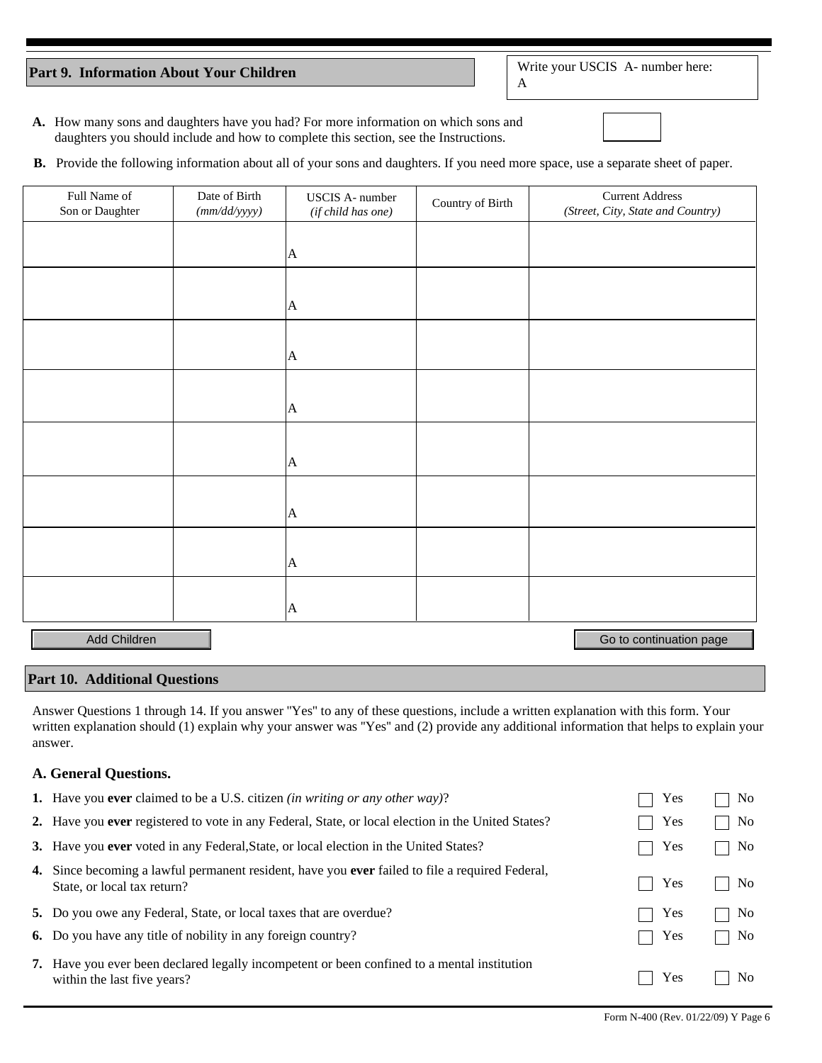## Part 9. Information About Your Children

Write your USCIS A- number here:
A

**A.** How many sons and daughters have you had? For more information on which sons and daughters you should include and how to complete this section, see the Instructions.

**B.** Provide the following information about all of your sons and daughters. If you need more space, use a separate sheet of paper.

| Full Name of Son or Daughter | Date of Birth *(mm/dd/yyyy)* | USCIS A- number *(if child has one)* | Country of Birth | Current Address *(Street, City, State and Country)* |
|---|---|---|---|---|
| | | A | | |
| | | A | | |
| | | A | | |
| | | A | | |
| | | A | | |
| | | A | | |
| | | A | | |
| | | A | | |

Add Children

Go to continuation page

## Part 10. Additional Questions

Answer Questions 1 through 14. If you answer "Yes" to any of these questions, include a written explanation with this form. Your written explanation should (1) explain why your answer was "Yes" and (2) provide any additional information that helps to explain your answer.

### A. General Questions.

**1.** Have you **ever** claimed to be a U.S. citizen *(in writing or any other way)*? ☐ Yes ☐ No

**2.** Have you **ever** registered to vote in any Federal, State, or local election in the United States? ☐ Yes ☐ No

**3.** Have you **ever** voted in any Federal,State, or local election in the United States? ☐ Yes ☐ No

**4.** Since becoming a lawful permanent resident, have you **ever** failed to file a required Federal, State, or local tax return? ☐ Yes ☐ No

**5.** Do you owe any Federal, State, or local taxes that are overdue? ☐ Yes ☐ No

**6.** Do you have any title of nobility in any foreign country? ☐ Yes ☐ No

**7.** Have you ever been declared legally incompetent or been confined to a mental institution within the last five years? ☐ Yes ☐ No

Form N-400 (Rev. 01/22/09) Y Page 6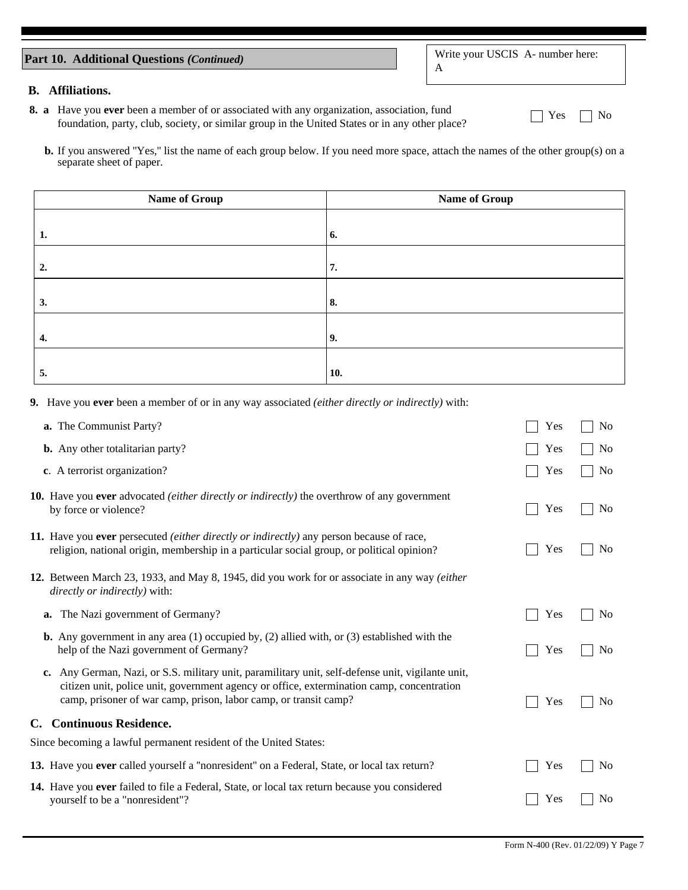## Part 10. Additional Questions *(Continued)*

Write your USCIS A- number here:
A

### B. Affiliations.

**8. a** Have you **ever** been a member of or associated with any organization, association, fund foundation, party, club, society, or similar group in the United States or in any other place? ☐ Yes ☐ No

**b.** If you answered "Yes," list the name of each group below. If you need more space, attach the names of the other group(s) on a separate sheet of paper.

| Name of Group | Name of Group |
|---|---|
| 1. | 6. |
| 2. | 7. |
| 3. | 8. |
| 4. | 9. |
| 5. | 10. |

**9.** Have you **ever** been a member of or in any way associated *(either directly or indirectly)* with:

**a.** The Communist Party? ☐ Yes ☐ No

**b.** Any other totalitarian party? ☐ Yes ☐ No

**c**. A terrorist organization? ☐ Yes ☐ No

**10.** Have you **ever** advocated *(either directly or indirectly)* the overthrow of any government by force or violence? ☐ Yes ☐ No

**11.** Have you **ever** persecuted *(either directly or indirectly)* any person because of race, religion, national origin, membership in a particular social group, or political opinion? ☐ Yes ☐ No

**12.** Between March 23, 1933, and May 8, 1945, did you work for or associate in any way *(either directly or indirectly)* with:

**a.** The Nazi government of Germany? ☐ Yes ☐ No

**b.** Any government in any area (1) occupied by, (2) allied with, or (3) established with the help of the Nazi government of Germany? ☐ Yes ☐ No

**c.** Any German, Nazi, or S.S. military unit, paramilitary unit, self-defense unit, vigilante unit, citizen unit, police unit, government agency or office, extermination camp, concentration camp, prisoner of war camp, prison, labor camp, or transit camp? ☐ Yes ☐ No

### C. Continuous Residence.

Since becoming a lawful permanent resident of the United States:

**13.** Have you **ever** called yourself a "nonresident" on a Federal, State, or local tax return? ☐ Yes ☐ No

**14.** Have you **ever** failed to file a Federal, State, or local tax return because you considered yourself to be a "nonresident"? ☐ Yes ☐ No

Form N-400 (Rev. 01/22/09) Y Page 7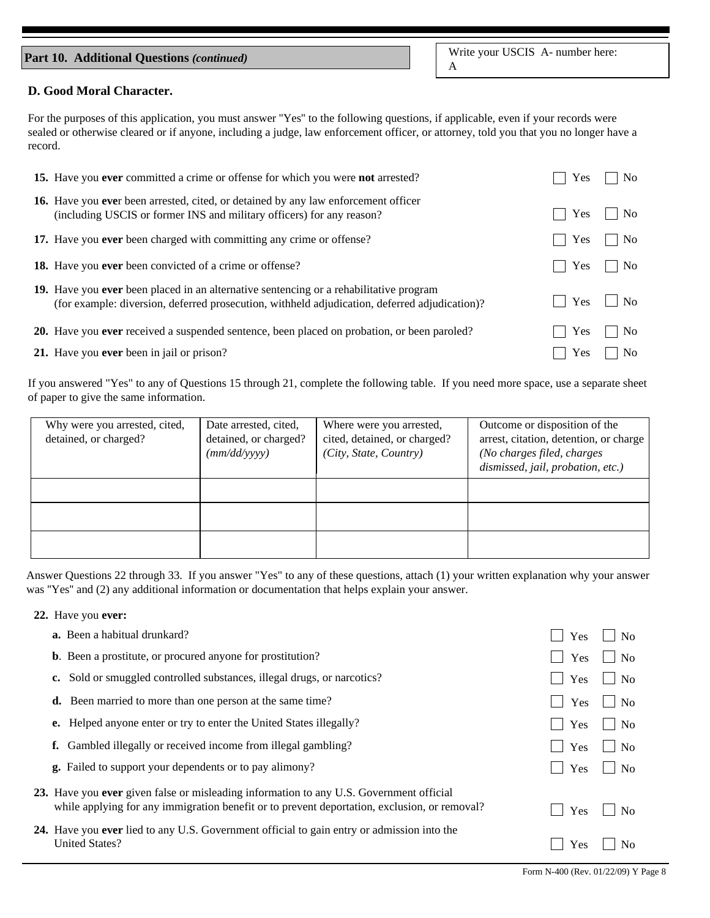**Part 10. Additional Questions** *(continued)*

Write your USCIS A- number here:
A

### D. Good Moral Character.

For the purposes of this application, you must answer "Yes" to the following questions, if applicable, even if your records were sealed or otherwise cleared or if anyone, including a judge, law enforcement officer, or attorney, told you that you no longer have a record.

**15.** Have you **ever** committed a crime or offense for which you were **not** arrested? ☐ Yes ☐ No

**16.** Have you **eve**r been arrested, cited, or detained by any law enforcement officer (including USCIS or former INS and military officers) for any reason? ☐ Yes ☐ No

**17.** Have you **ever** been charged with committing any crime or offense? ☐ Yes ☐ No

**18.** Have you **ever** been convicted of a crime or offense? ☐ Yes ☐ No

**19.** Have you **ever** been placed in an alternative sentencing or a rehabilitative program (for example: diversion, deferred prosecution, withheld adjudication, deferred adjudication)? ☐ Yes ☐ No

**20.** Have you **ever** received a suspended sentence, been placed on probation, or been paroled? ☐ Yes ☐ No

**21.** Have you **ever** been in jail or prison? ☐ Yes ☐ No

If you answered "Yes" to any of Questions 15 through 21, complete the following table. If you need more space, use a separate sheet of paper to give the same information.

| Why were you arrested, cited, detained, or charged? | Date arrested, cited, detained, or charged? *(mm/dd/yyyy)* | Where were you arrested, cited, detained, or charged? *(City, State, Country)* | Outcome or disposition of the arrest, citation, detention, or charge *(No charges filed, charges dismissed, jail, probation, etc.)* |
|---|---|---|---|
| | | | |
| | | | |
| | | | |

Answer Questions 22 through 33. If you answer "Yes" to any of these questions, attach (1) your written explanation why your answer was "Yes" and (2) any additional information or documentation that helps explain your answer.

**22.** Have you **ever:**

**a.** Been a habitual drunkard? ☐ Yes ☐ No

**b**. Been a prostitute, or procured anyone for prostitution? ☐ Yes ☐ No

**c.** Sold or smuggled controlled substances, illegal drugs, or narcotics? ☐ Yes ☐ No

**d.** Been married to more than one person at the same time? ☐ Yes ☐ No

**e.** Helped anyone enter or try to enter the United States illegally? ☐ Yes ☐ No

**f.** Gambled illegally or received income from illegal gambling? ☐ Yes ☐ No

**g.** Failed to support your dependents or to pay alimony? ☐ Yes ☐ No

**23.** Have you **ever** given false or misleading information to any U.S. Government official while applying for any immigration benefit or to prevent deportation, exclusion, or removal? ☐ Yes ☐ No

**24.** Have you **ever** lied to any U.S. Government official to gain entry or admission into the United States? ☐ Yes ☐ No

Form N-400 (Rev. 01/22/09) Y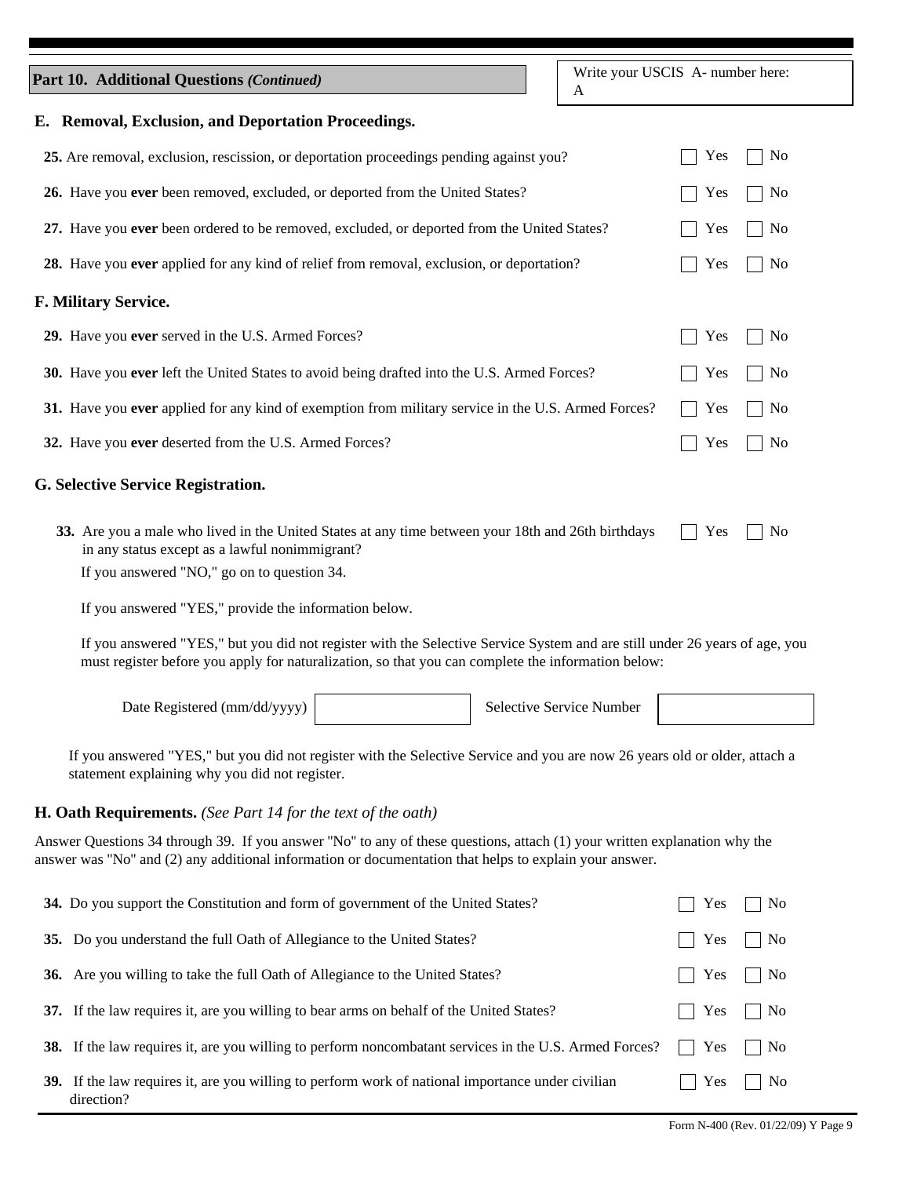**Part 10. Additional Questions *(Continued)***

Write your USCIS A- number here:
A

### E. Removal, Exclusion, and Deportation Proceedings.

**25.** Are removal, exclusion, rescission, or deportation proceedings pending against you? ☐ Yes ☐ No

**26.** Have you **ever** been removed, excluded, or deported from the United States? ☐ Yes ☐ No

**27.** Have you **ever** been ordered to be removed, excluded, or deported from the United States? ☐ Yes ☐ No

**28.** Have you **ever** applied for any kind of relief from removal, exclusion, or deportation? ☐ Yes ☐ No

### F. Military Service.

**29.** Have you **ever** served in the U.S. Armed Forces? ☐ Yes ☐ No

**30.** Have you **ever** left the United States to avoid being drafted into the U.S. Armed Forces? ☐ Yes ☐ No

**31.** Have you **ever** applied for any kind of exemption from military service in the U.S. Armed Forces? ☐ Yes ☐ No

**32.** Have you **ever** deserted from the U.S. Armed Forces? ☐ Yes ☐ No

### G. Selective Service Registration.

**33.** Are you a male who lived in the United States at any time between your 18th and 26th birthdays in any status except as a lawful nonimmigrant? ☐ Yes ☐ No

If you answered "NO," go on to question 34.

If you answered "YES," provide the information below.

If you answered "YES," but you did not register with the Selective Service System and are still under 26 years of age, you must register before you apply for naturalization, so that you can complete the information below:

Date Registered (mm/dd/yyyy) ________ Selective Service Number ________

If you answered "YES," but you did not register with the Selective Service and you are now 26 years old or older, attach a statement explaining why you did not register.

### H. Oath Requirements. *(See Part 14 for the text of the oath)*

Answer Questions 34 through 39. If you answer "No" to any of these questions, attach (1) your written explanation why the answer was "No" and (2) any additional information or documentation that helps to explain your answer.

**34.** Do you support the Constitution and form of government of the United States? ☐ Yes ☐ No

**35.** Do you understand the full Oath of Allegiance to the United States? ☐ Yes ☐ No

**36.** Are you willing to take the full Oath of Allegiance to the United States? ☐ Yes ☐ No

**37.** If the law requires it, are you willing to bear arms on behalf of the United States? ☐ Yes ☐ No

**38.** If the law requires it, are you willing to perform noncombatant services in the U.S. Armed Forces? ☐ Yes ☐ No

**39.** If the law requires it, are you willing to perform work of national importance under civilian direction? ☐ Yes ☐ No

Form N-400 (Rev. 01/22/09) Y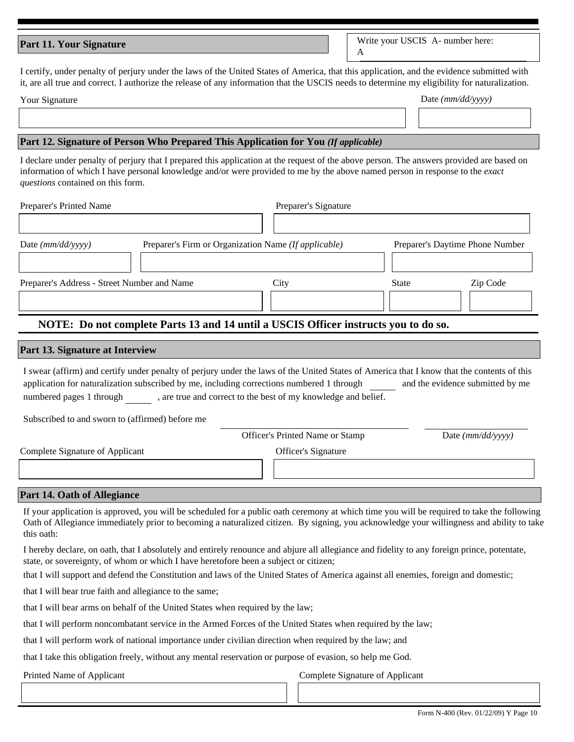## Part 11. Your Signature

Write your USCIS A- number here:
A ____________

I certify, under penalty of perjury under the laws of the United States of America, that this application, and the evidence submitted with it, are all true and correct. I authorize the release of any information that the USCIS needs to determine my eligibility for naturalization.

| Your Signature | Date *(mm/dd/yyyy)* |
| --- | --- |
| | |

## Part 12. Signature of Person Who Prepared This Application for You *(If applicable)*

I declare under penalty of perjury that I prepared this application at the request of the above person. The answers provided are based on information of which I have personal knowledge and/or were provided to me by the above named person in response to the *exact questions* contained on this form.

| Preparer's Printed Name | Preparer's Signature |
| --- | --- |
| | |

| Date *(mm/dd/yyyy)* | Preparer's Firm or Organization Name *(If applicable)* | Preparer's Daytime Phone Number |
| --- | --- | --- |
| | | |

| Preparer's Address - Street Number and Name | City | State | Zip Code |
| --- | --- | --- | --- |
| | | | |

**NOTE: Do not complete Parts 13 and 14 until a USCIS Officer instructs you to do so.**

## Part 13. Signature at Interview

I swear (affirm) and certify under penalty of perjury under the laws of the United States of America that I know that the contents of this application for naturalization subscribed by me, including corrections numbered 1 through ______ and the evidence submitted by me numbered pages 1 through ______ , are true and correct to the best of my knowledge and belief.

Subscribed to and sworn to (affirmed) before me

| | Officer's Printed Name or Stamp | Date *(mm/dd/yyyy)* |
| --- | --- | --- |
| | | |

| Complete Signature of Applicant | Officer's Signature |
| --- | --- |
| | |

## Part 14. Oath of Allegiance

If your application is approved, you will be scheduled for a public oath ceremony at which time you will be required to take the following Oath of Allegiance immediately prior to becoming a naturalized citizen. By signing, you acknowledge your willingness and ability to take this oath:

I hereby declare, on oath, that I absolutely and entirely renounce and abjure all allegiance and fidelity to any foreign prince, potentate, state, or sovereignty, of whom or which I have heretofore been a subject or citizen;

that I will support and defend the Constitution and laws of the United States of America against all enemies, foreign and domestic;

that I will bear true faith and allegiance to the same;

that I will bear arms on behalf of the United States when required by the law;

that I will perform noncombatant service in the Armed Forces of the United States when required by the law;

that I will perform work of national importance under civilian direction when required by the law; and

that I take this obligation freely, without any mental reservation or purpose of evasion, so help me God.

| Printed Name of Applicant | Complete Signature of Applicant |
| --- | --- |
| | |

Form N-400 (Rev. 01/22/09) Y Page 10